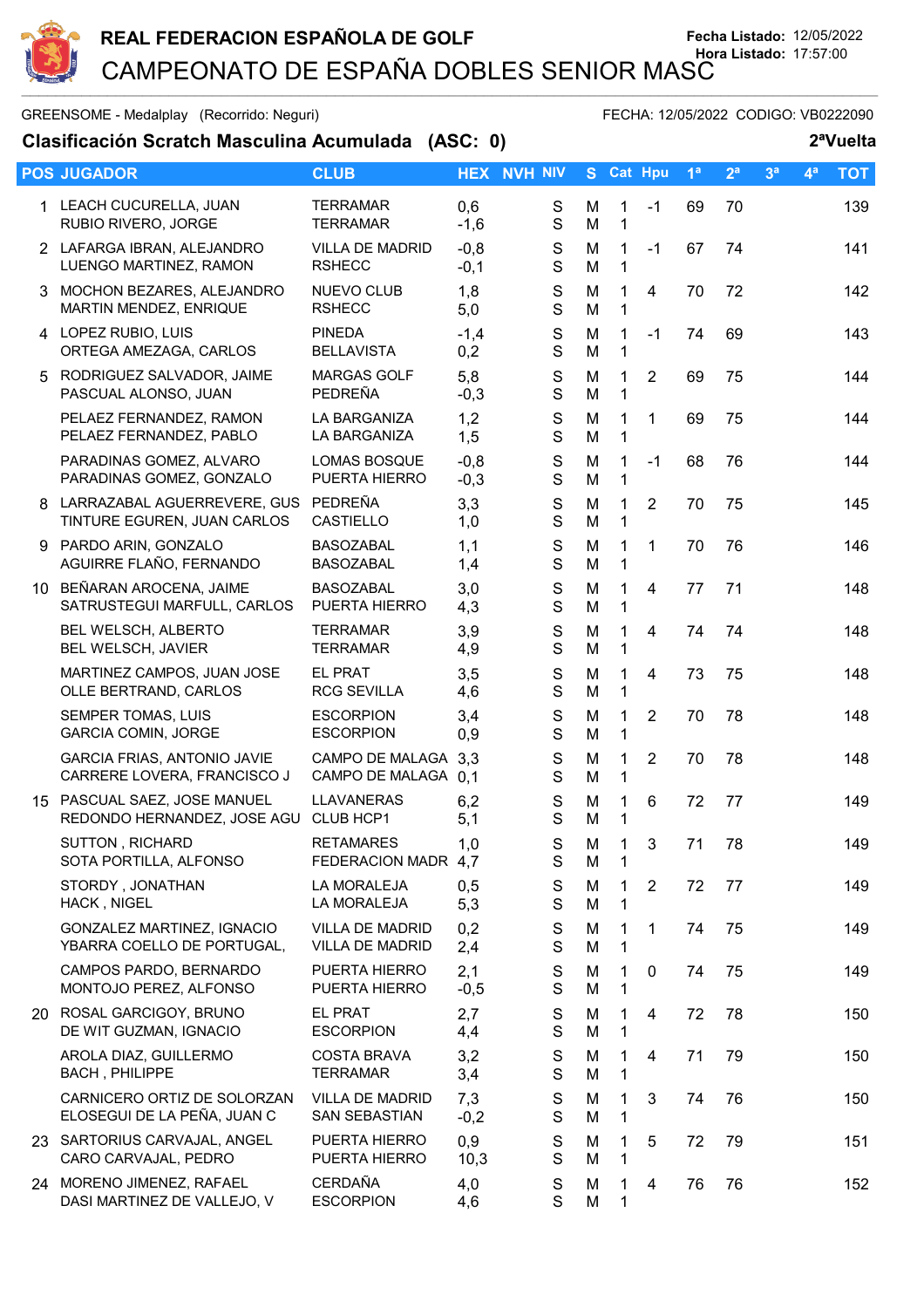# REAL FEDERACION ESPAÑOLA DE GOLF

## CAMPEONATO DE ESPAÑA DOBLES SENIOR MASC

Fecha Listado: 12/05/2022
Hora Listado: 17:57:00

GREENSOME - Medalplay (Recorrido: Neguri) FECHA: 12/05/2022 CODIGO: VB0222090

**Clasificación Scratch Masculina Acumulada (ASC: 0)** **2ªVuelta**

| POS | JUGADOR | CLUB | HEX | NVH | NIV | S | Cat | Hpu | 1ª | 2ª | 3ª | 4ª | TOT |
|---|---|---|---|---|---|---|---|---|---|---|---|---|---|
| 1 | LEACH CUCURELLA, JUAN<br>RUBIO RIVERO, JORGE | TERRAMAR<br>TERRAMAR | 0,6<br>-1,6 | | S<br>S | M<br>M | 1<br>1 | -1 | 69 | 70 | | | 139 |
| 2 | LAFARGA IBRAN, ALEJANDRO<br>LUENGO MARTINEZ, RAMON | VILLA DE MADRID<br>RSHECC | -0,8<br>-0,1 | | S<br>S | M<br>M | 1<br>1 | -1 | 67 | 74 | | | 141 |
| 3 | MOCHON BEZARES, ALEJANDRO<br>MARTIN MENDEZ, ENRIQUE | NUEVO CLUB<br>RSHECC | 1,8<br>5,0 | | S<br>S | M<br>M | 1<br>1 | 4 | 70 | 72 | | | 142 |
| 4 | LOPEZ RUBIO, LUIS<br>ORTEGA AMEZAGA, CARLOS | PINEDA<br>BELLAVISTA | -1,4<br>0,2 | | S<br>S | M<br>M | 1<br>1 | -1 | 74 | 69 | | | 143 |
| 5 | RODRIGUEZ SALVADOR, JAIME<br>PASCUAL ALONSO, JUAN | MARGAS GOLF<br>PEDREÑA | 5,8<br>-0,3 | | S<br>S | M<br>M | 1<br>1 | 2 | 69 | 75 | | | 144 |
| | PELAEZ FERNANDEZ, RAMON<br>PELAEZ FERNANDEZ, PABLO | LA BARGANIZA<br>LA BARGANIZA | 1,2<br>1,5 | | S<br>S | M<br>M | 1<br>1 | 1 | 69 | 75 | | | 144 |
| | PARADINAS GOMEZ, ALVARO<br>PARADINAS GOMEZ, GONZALO | LOMAS BOSQUE<br>PUERTA HIERRO | -0,8<br>-0,3 | | S<br>S | M<br>M | 1<br>1 | -1 | 68 | 76 | | | 144 |
| 8 | LARRAZABAL AGUERREVERE, GUS<br>TINTURE EGUREN, JUAN CARLOS | PEDREÑA<br>CASTIELLO | 3,3<br>1,0 | | S<br>S | M<br>M | 1<br>1 | 2 | 70 | 75 | | | 145 |
| 9 | PARDO ARIN, GONZALO<br>AGUIRRE FLAÑO, FERNANDO | BASOZABAL<br>BASOZABAL | 1,1<br>1,4 | | S<br>S | M<br>M | 1<br>1 | 1 | 70 | 76 | | | 146 |
| 10 | BEÑARAN AROCENA, JAIME<br>SATRUSTEGUI MARFULL, CARLOS | BASOZABAL<br>PUERTA HIERRO | 3,0<br>4,3 | | S<br>S | M<br>M | 1<br>1 | 4 | 77 | 71 | | | 148 |
| | BEL WELSCH, ALBERTO<br>BEL WELSCH, JAVIER | TERRAMAR<br>TERRAMAR | 3,9<br>4,9 | | S<br>S | M<br>M | 1<br>1 | 4 | 74 | 74 | | | 148 |
| | MARTINEZ CAMPOS, JUAN JOSE<br>OLLE BERTRAND, CARLOS | EL PRAT<br>RCG SEVILLA | 3,5<br>4,6 | | S<br>S | M<br>M | 1<br>1 | 4 | 73 | 75 | | | 148 |
| | SEMPER TOMAS, LUIS<br>GARCIA COMIN, JORGE | ESCORPION<br>ESCORPION | 3,4<br>0,9 | | S<br>S | M<br>M | 1<br>1 | 2 | 70 | 78 | | | 148 |
| | GARCIA FRIAS, ANTONIO JAVIE<br>CARRERE LOVERA, FRANCISCO J | CAMPO DE MALAGA<br>CAMPO DE MALAGA | 3,3<br>0,1 | | S<br>S | M<br>M | 1<br>1 | 2 | 70 | 78 | | | 148 |
| 15 | PASCUAL SAEZ, JOSE MANUEL<br>REDONDO HERNANDEZ, JOSE AGU | LLAVANERAS<br>CLUB HCP1 | 6,2<br>5,1 | | S<br>S | M<br>M | 1<br>1 | 6 | 72 | 77 | | | 149 |
| | SUTTON , RICHARD<br>SOTA PORTILLA, ALFONSO | RETAMARES<br>FEDERACION MADR | 1,0<br>4,7 | | S<br>S | M<br>M | 1<br>1 | 3 | 71 | 78 | | | 149 |
| | STORDY , JONATHAN<br>HACK , NIGEL | LA MORALEJA<br>LA MORALEJA | 0,5<br>5,3 | | S<br>S | M<br>M | 1<br>1 | 2 | 72 | 77 | | | 149 |
| | GONZALEZ MARTINEZ, IGNACIO<br>YBARRA COELLO DE PORTUGAL, | VILLA DE MADRID<br>VILLA DE MADRID | 0,2<br>2,4 | | S<br>S | M<br>M | 1<br>1 | 1 | 74 | 75 | | | 149 |
| | CAMPOS PARDO, BERNARDO<br>MONTOJO PEREZ, ALFONSO | PUERTA HIERRO<br>PUERTA HIERRO | 2,1<br>-0,5 | | S<br>S | M<br>M | 1<br>1 | 0 | 74 | 75 | | | 149 |
| 20 | ROSAL GARCIGOY, BRUNO<br>DE WIT GUZMAN, IGNACIO | EL PRAT<br>ESCORPION | 2,7<br>4,4 | | S<br>S | M<br>M | 1<br>1 | 4 | 72 | 78 | | | 150 |
| | AROLA DIAZ, GUILLERMO<br>BACH , PHILIPPE | COSTA BRAVA<br>TERRAMAR | 3,2<br>3,4 | | S<br>S | M<br>M | 1<br>1 | 4 | 71 | 79 | | | 150 |
| | CARNICERO ORTIZ DE SOLORZAN<br>ELOSEGUI DE LA PEÑA, JUAN C | VILLA DE MADRID<br>SAN SEBASTIAN | 7,3<br>-0,2 | | S<br>S | M<br>M | 1<br>1 | 3 | 74 | 76 | | | 150 |
| 23 | SARTORIUS CARVAJAL, ANGEL<br>CARO CARVAJAL, PEDRO | PUERTA HIERRO<br>PUERTA HIERRO | 0,9<br>10,3 | | S<br>S | M<br>M | 1<br>1 | 5 | 72 | 79 | | | 151 |
| 24 | MORENO JIMENEZ, RAFAEL<br>DASI MARTINEZ DE VALLEJO, V | CERDAÑA<br>ESCORPION | 4,0<br>4,6 | | S<br>S | M<br>M | 1<br>1 | 4 | 76 | 76 | | | 152 |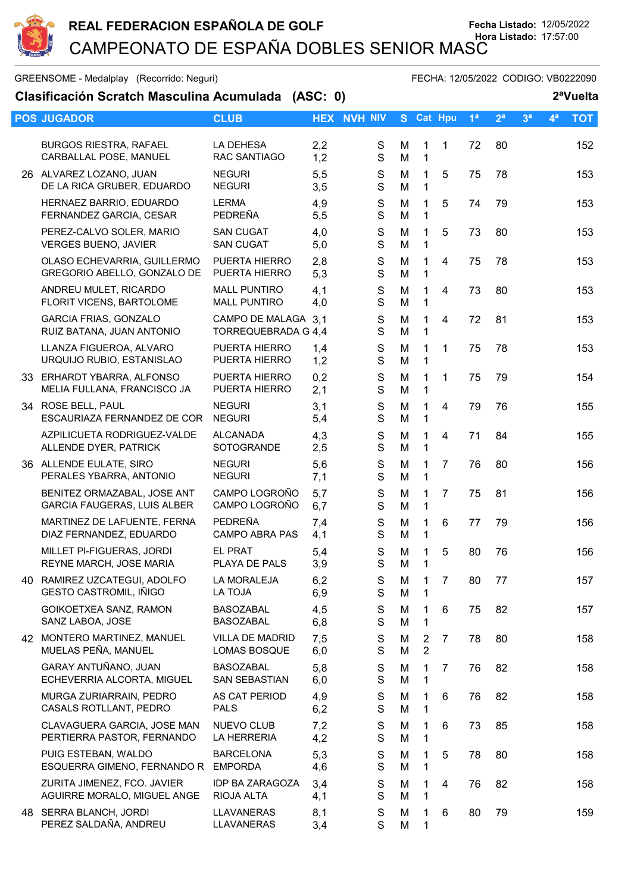# REAL FEDERACION ESPAÑOLA DE GOLF

Fecha Listado: 12/05/2022
Hora Listado: 17:57:00

## CAMPEONATO DE ESPAÑA DOBLES SENIOR MASC

GREENSOME - Medalplay (Recorrido: Neguri) FECHA: 12/05/2022 CODIGO: VB0222090

### Clasificación Scratch Masculina Acumulada (ASC: 0) 2ªVuelta

| POS | JUGADOR | CLUB | HEX | NVH | NIV | S | Cat | Hpu | 1ª | 2ª | 3ª | 4ª | TOT |
|---|---|---|---|---|---|---|---|---|---|---|---|---|---|
| | BURGOS RIESTRA, RAFAEL<br>CARBALLAL POSE, MANUEL | LA DEHESA<br>RAC SANTIAGO | 2,2<br>1,2 | | S<br>S | M<br>M | 1<br>1 | 1 | 72 | 80 | | | 152 |
| 26 | ALVAREZ LOZANO, JUAN<br>DE LA RICA GRUBER, EDUARDO | NEGURI<br>NEGURI | 5,5<br>3,5 | | S<br>S | M<br>M | 1<br>1 | 5 | 75 | 78 | | | 153 |
| | HERNAEZ BARRIO, EDUARDO<br>FERNANDEZ GARCIA, CESAR | LERMA<br>PEDREÑA | 4,9<br>5,5 | | S<br>S | M<br>M | 1<br>1 | 5 | 74 | 79 | | | 153 |
| | PEREZ-CALVO SOLER, MARIO<br>VERGES BUENO, JAVIER | SAN CUGAT<br>SAN CUGAT | 4,0<br>5,0 | | S<br>S | M<br>M | 1<br>1 | 5 | 73 | 80 | | | 153 |
| | OLASO ECHEVARRIA, GUILLERMO<br>GREGORIO ABELLO, GONZALO DE | PUERTA HIERRO<br>PUERTA HIERRO | 2,8<br>5,3 | | S<br>S | M<br>M | 1<br>1 | 4 | 75 | 78 | | | 153 |
| | ANDREU MULET, RICARDO<br>FLORIT VICENS, BARTOLOME | MALL PUNTIRO<br>MALL PUNTIRO | 4,1<br>4,0 | | S<br>S | M<br>M | 1<br>1 | 4 | 73 | 80 | | | 153 |
| | GARCIA FRIAS, GONZALO<br>RUIZ BATANA, JUAN ANTONIO | CAMPO DE MALAGA<br>TORREQUEBRADA G | 3,1<br>4,4 | | S<br>S | M<br>M | 1<br>1 | 4 | 72 | 81 | | | 153 |
| | LLANZA FIGUEROA, ALVARO<br>URQUIJO RUBIO, ESTANISLAO | PUERTA HIERRO<br>PUERTA HIERRO | 1,4<br>1,2 | | S<br>S | M<br>M | 1<br>1 | 1 | 75 | 78 | | | 153 |
| 33 | ERHARDT YBARRA, ALFONSO<br>MELIA FULLANA, FRANCISCO JA | PUERTA HIERRO<br>PUERTA HIERRO | 0,2<br>2,1 | | S<br>S | M<br>M | 1<br>1 | 1 | 75 | 79 | | | 154 |
| 34 | ROSE BELL, PAUL<br>ESCAURIAZA FERNANDEZ DE COR | NEGURI<br>NEGURI | 3,1<br>5,4 | | S<br>S | M<br>M | 1<br>1 | 4 | 79 | 76 | | | 155 |
| | AZPILICUETA RODRIGUEZ-VALDE<br>ALLENDE DYER, PATRICK | ALCANADA<br>SOTOGRANDE | 4,3<br>2,5 | | S<br>S | M<br>M | 1<br>1 | 4 | 71 | 84 | | | 155 |
| 36 | ALLENDE EULATE, SIRO<br>PERALES YBARRA, ANTONIO | NEGURI<br>NEGURI | 5,6<br>7,1 | | S<br>S | M<br>M | 1<br>1 | 7 | 76 | 80 | | | 156 |
| | BENITEZ ORMAZABAL, JOSE ANT<br>GARCIA FAUGERAS, LUIS ALBER | CAMPO LOGROÑO<br>CAMPO LOGROÑO | 5,7<br>6,7 | | S<br>S | M<br>M | 1<br>1 | 7 | 75 | 81 | | | 156 |
| | MARTINEZ DE LAFUENTE, FERNA<br>DIAZ FERNANDEZ, EDUARDO | PEDREÑA<br>CAMPO ABRA PAS | 7,4<br>4,1 | | S<br>S | M<br>M | 1<br>1 | 6 | 77 | 79 | | | 156 |
| | MILLET PI-FIGUERAS, JORDI<br>REYNE MARCH, JOSE MARIA | EL PRAT<br>PLAYA DE PALS | 5,4<br>3,9 | | S<br>S | M<br>M | 1<br>1 | 5 | 80 | 76 | | | 156 |
| 40 | RAMIREZ UZCATEGUI, ADOLFO<br>GESTO CASTROMIL, IÑIGO | LA MORALEJA<br>LA TOJA | 6,2<br>6,9 | | S<br>S | M<br>M | 1<br>1 | 7 | 80 | 77 | | | 157 |
| | GOIKOETXEA SANZ, RAMON<br>SANZ LABOA, JOSE | BASOZABAL<br>BASOZABAL | 4,5<br>6,8 | | S<br>S | M<br>M | 1<br>1 | 6 | 75 | 82 | | | 157 |
| 42 | MONTERO MARTINEZ, MANUEL<br>MUELAS PEÑA, MANUEL | VILLA DE MADRID<br>LOMAS BOSQUE | 7,5<br>6,0 | | S<br>S | M<br>M | 2<br>2 | 7 | 78 | 80 | | | 158 |
| | GARAY ANTUÑANO, JUAN<br>ECHEVERRIA ALCORTA, MIGUEL | BASOZABAL<br>SAN SEBASTIAN | 5,8<br>6,0 | | S<br>S | M<br>M | 1<br>1 | 7 | 76 | 82 | | | 158 |
| | MURGA ZURIARRAIN, PEDRO<br>CASALS ROTLLANT, PEDRO | AS CAT PERIOD<br>PALS | 4,9<br>6,2 | | S<br>S | M<br>M | 1<br>1 | 6 | 76 | 82 | | | 158 |
| | CLAVAGUERA GARCIA, JOSE MAN<br>PERTIERRA PASTOR, FERNANDO | NUEVO CLUB<br>LA HERRERIA | 7,2<br>4,2 | | S<br>S | M<br>M | 1<br>1 | 6 | 73 | 85 | | | 158 |
| | PUIG ESTEBAN, WALDO<br>ESQUERRA GIMENO, FERNANDO R | BARCELONA<br>EMPORDA | 5,3<br>4,6 | | S<br>S | M<br>M | 1<br>1 | 5 | 78 | 80 | | | 158 |
| | ZURITA JIMENEZ, FCO. JAVIER<br>AGUIRRE MORALO, MIGUEL ANGE | IDP BA ZARAGOZA<br>RIOJA ALTA | 3,4<br>4,1 | | S<br>S | M<br>M | 1<br>1 | 4 | 76 | 82 | | | 158 |
| 48 | SERRA BLANCH, JORDI<br>PEREZ SALDAÑA, ANDREU | LLAVANERAS<br>LLAVANERAS | 8,1<br>3,4 | | S<br>S | M<br>M | 1<br>1 | 6 | 80 | 79 | | | 159 |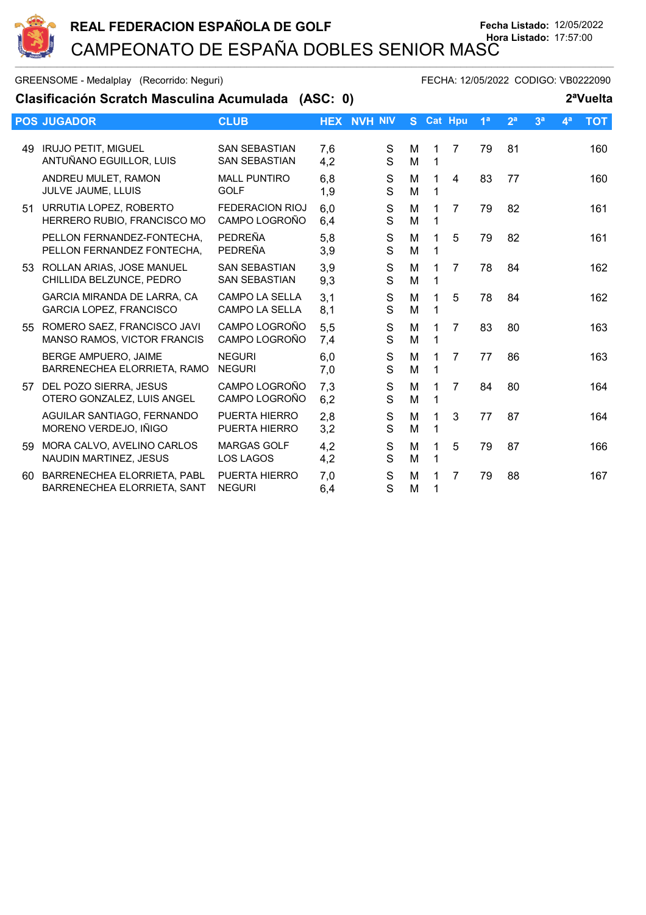# REAL FEDERACION ESPAÑOLA DE GOLF

**Fecha Listado:** 12/05/2022
**Hora Listado:** 17:57:00

## CAMPEONATO DE ESPAÑA DOBLES SENIOR MASC

GREENSOME - Medalplay (Recorrido: Neguri) FECHA: 12/05/2022 CODIGO: VB0222090

### Clasificación Scratch Masculina Acumulada (ASC: 0) 2ªVuelta

| POS | JUGADOR | CLUB | HEX | NVH | NIV | S | Cat | Hpu | 1ª | 2ª | 3ª | 4ª | TOT |
|---|---|---|---|---|---|---|---|---|---|---|---|---|---|
| 49 | IRUJO PETIT, MIGUEL<br>ANTUÑANO EGUILLOR, LUIS | SAN SEBASTIAN<br>SAN SEBASTIAN | 7,6<br>4,2 | | S<br>S | M<br>M | 1<br>1 | 7 | 79 | 81 | | | 160 |
| | ANDREU MULET, RAMON<br>JULVE JAUME, LLUIS | MALL PUNTIRO<br>GOLF | 6,8<br>1,9 | | S<br>S | M<br>M | 1<br>1 | 4 | 83 | 77 | | | 160 |
| 51 | URRUTIA LOPEZ, ROBERTO<br>HERRERO RUBIO, FRANCISCO MO | FEDERACION RIOJ<br>CAMPO LOGROÑO | 6,0<br>6,4 | | S<br>S | M<br>M | 1<br>1 | 7 | 79 | 82 | | | 161 |
| | PELLON FERNANDEZ-FONTECHA,<br>PELLON FERNANDEZ FONTECHA, | PEDREÑA<br>PEDREÑA | 5,8<br>3,9 | | S<br>S | M<br>M | 1<br>1 | 5 | 79 | 82 | | | 161 |
| 53 | ROLLAN ARIAS, JOSE MANUEL<br>CHILLIDA BELZUNCE, PEDRO | SAN SEBASTIAN<br>SAN SEBASTIAN | 3,9<br>9,3 | | S<br>S | M<br>M | 1<br>1 | 7 | 78 | 84 | | | 162 |
| | GARCIA MIRANDA DE LARRA, CA<br>GARCIA LOPEZ, FRANCISCO | CAMPO LA SELLA<br>CAMPO LA SELLA | 3,1<br>8,1 | | S<br>S | M<br>M | 1<br>1 | 5 | 78 | 84 | | | 162 |
| 55 | ROMERO SAEZ, FRANCISCO JAVI<br>MANSO RAMOS, VICTOR FRANCIS | CAMPO LOGROÑO<br>CAMPO LOGROÑO | 5,5<br>7,4 | | S<br>S | M<br>M | 1<br>1 | 7 | 83 | 80 | | | 163 |
| | BERGE AMPUERO, JAIME<br>BARRENECHEA ELORRIETA, RAMO | NEGURI<br>NEGURI | 6,0<br>7,0 | | S<br>S | M<br>M | 1<br>1 | 7 | 77 | 86 | | | 163 |
| 57 | DEL POZO SIERRA, JESUS<br>OTERO GONZALEZ, LUIS ANGEL | CAMPO LOGROÑO<br>CAMPO LOGROÑO | 7,3<br>6,2 | | S<br>S | M<br>M | 1<br>1 | 7 | 84 | 80 | | | 164 |
| | AGUILAR SANTIAGO, FERNANDO<br>MORENO VERDEJO, IÑIGO | PUERTA HIERRO<br>PUERTA HIERRO | 2,8<br>3,2 | | S<br>S | M<br>M | 1<br>1 | 3 | 77 | 87 | | | 164 |
| 59 | MORA CALVO, AVELINO CARLOS<br>NAUDIN MARTINEZ, JESUS | MARGAS GOLF<br>LOS LAGOS | 4,2<br>4,2 | | S<br>S | M<br>M | 1<br>1 | 5 | 79 | 87 | | | 166 |
| 60 | BARRENECHEA ELORRIETA, PABL<br>BARRENECHEA ELORRIETA, SANT | PUERTA HIERRO<br>NEGURI | 7,0<br>6,4 | | S<br>S | M<br>M | 1<br>1 | 7 | 79 | 88 | | | 167 |